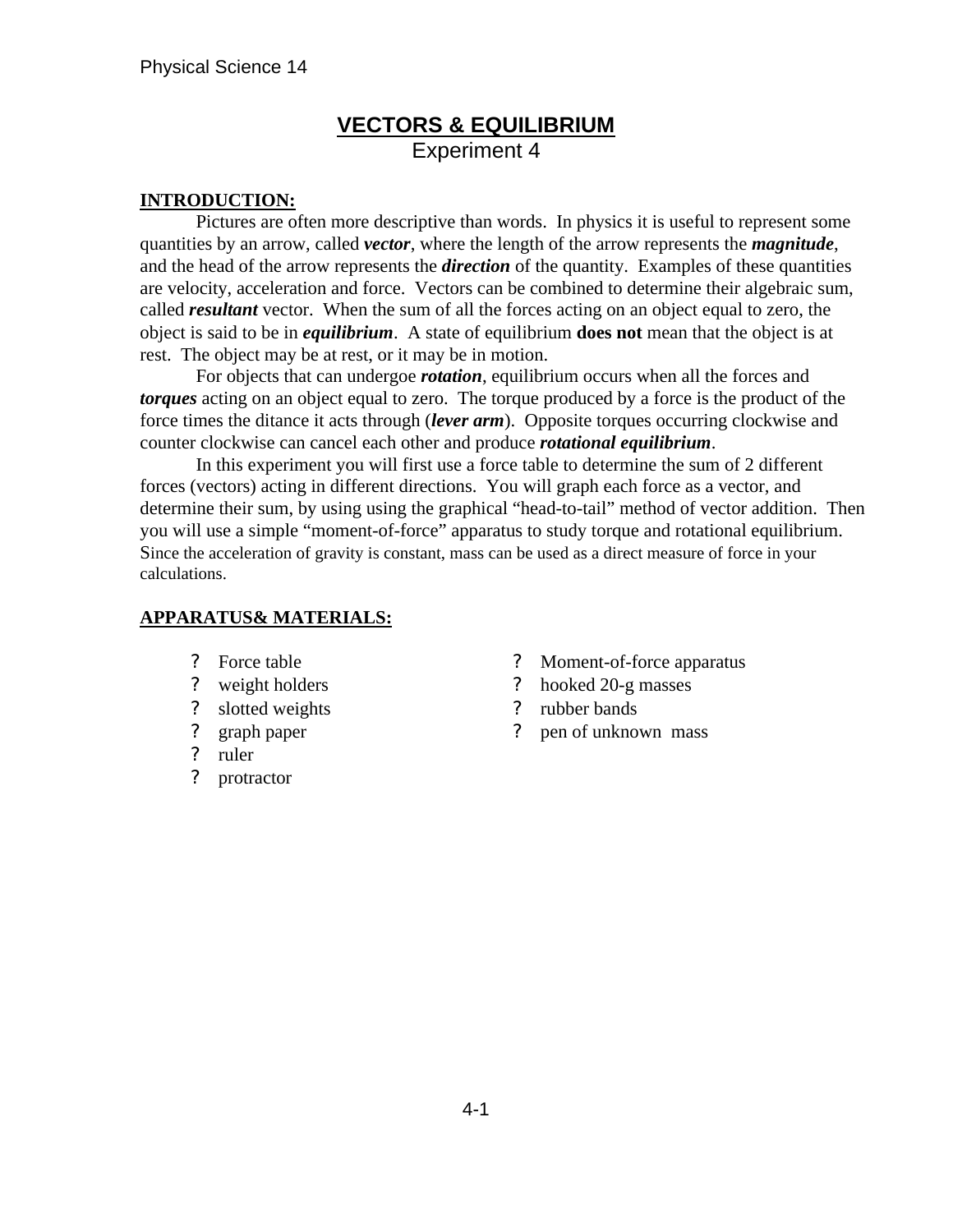# VECTORS & EQUILIBRIUM

Experiment 4

## INTRODUCTION:

Pictures are often more descriptive than words. In physics it is useful to represent some quantities by an arrow, called ***vector***, where the length of the arrow represents the ***magnitude***, and the head of the arrow represents the ***direction*** of the quantity. Examples of these quantities are velocity, acceleration and force. Vectors can be combined to determine their algebraic sum, called ***resultant*** vector. When the sum of all the forces acting on an object equal to zero, the object is said to be in ***equilibrium***. A state of equilibrium **does not** mean that the object is at rest. The object may be at rest, or it may be in motion.

For objects that can undergoe ***rotation***, equilibrium occurs when all the forces and ***torques*** acting on an object equal to zero. The torque produced by a force is the product of the force times the ditance it acts through (***lever arm***). Opposite torques occurring clockwise and counter clockwise can cancel each other and produce ***rotational equilibrium***.

In this experiment you will first use a force table to determine the sum of 2 different forces (vectors) acting in different directions. You will graph each force as a vector, and determine their sum, by using using the graphical "head-to-tail" method of vector addition. Then you will use a simple "moment-of-force" apparatus to study torque and rotational equilibrium. Since the acceleration of gravity is constant, mass can be used as a direct measure of force in your calculations.

## APPARATUS& MATERIALS:

- Force table
- weight holders
- slotted weights
- graph paper
- ruler
- protractor
- Moment-of-force apparatus
- hooked 20-g masses
- rubber bands
- pen of unknown mass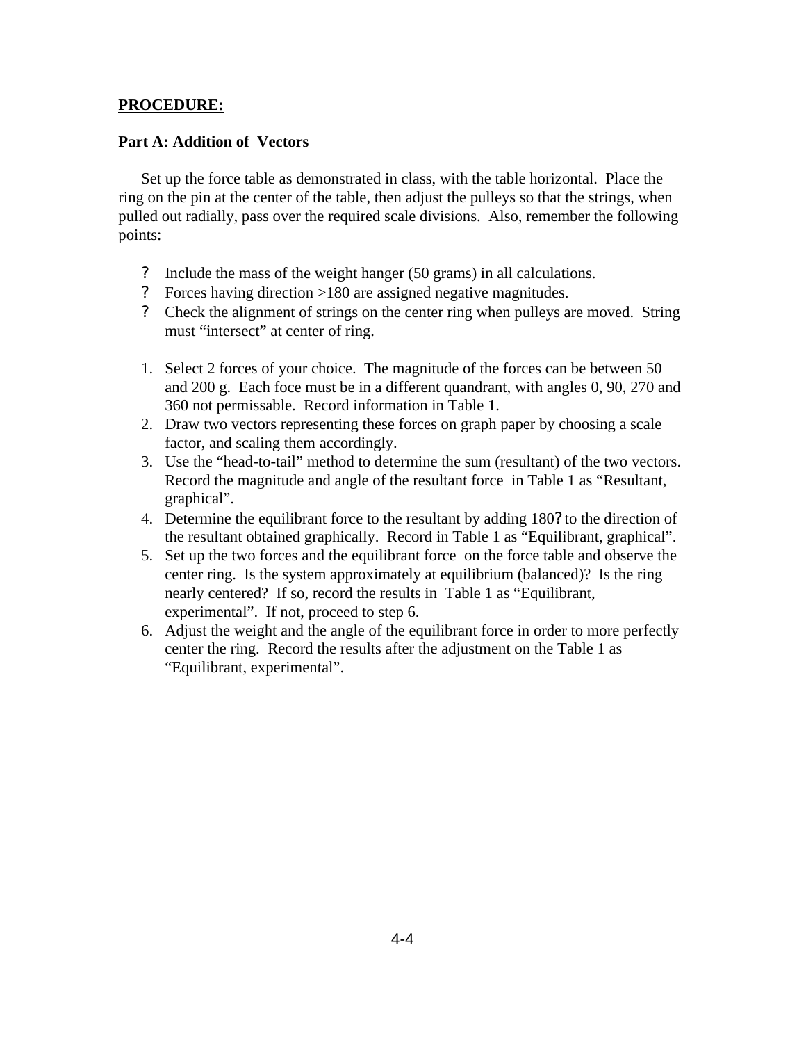**PROCEDURE:**

**Part A: Addition of Vectors**

Set up the force table as demonstrated in class, with the table horizontal. Place the ring on the pin at the center of the table, then adjust the pulleys so that the strings, when pulled out radially, pass over the required scale divisions. Also, remember the following points:

- Include the mass of the weight hanger (50 grams) in all calculations.
- Forces having direction >180 are assigned negative magnitudes.
- Check the alignment of strings on the center ring when pulleys are moved. String must "intersect" at center of ring.

1. Select 2 forces of your choice. The magnitude of the forces can be between 50 and 200 g. Each foce must be in a different quadrant, with angles 0, 90, 270 and 360 not permissable. Record information in Table 1.
2. Draw two vectors representing these forces on graph paper by choosing a scale factor, and scaling them accordingly.
3. Use the "head-to-tail" method to determine the sum (resultant) of the two vectors. Record the magnitude and angle of the resultant force in Table 1 as "Resultant, graphical".
4. Determine the equilibrant force to the resultant by adding 180? to the direction of the resultant obtained graphically. Record in Table 1 as "Equilibrant, graphical".
5. Set up the two forces and the equilibrant force on the force table and observe the center ring. Is the system approximately at equilibrium (balanced)? Is the ring nearly centered? If so, record the results in Table 1 as "Equilibrant, experimental". If not, proceed to step 6.
6. Adjust the weight and the angle of the equilibrant force in order to more perfectly center the ring. Record the results after the adjustment on the Table 1 as "Equilibrant, experimental".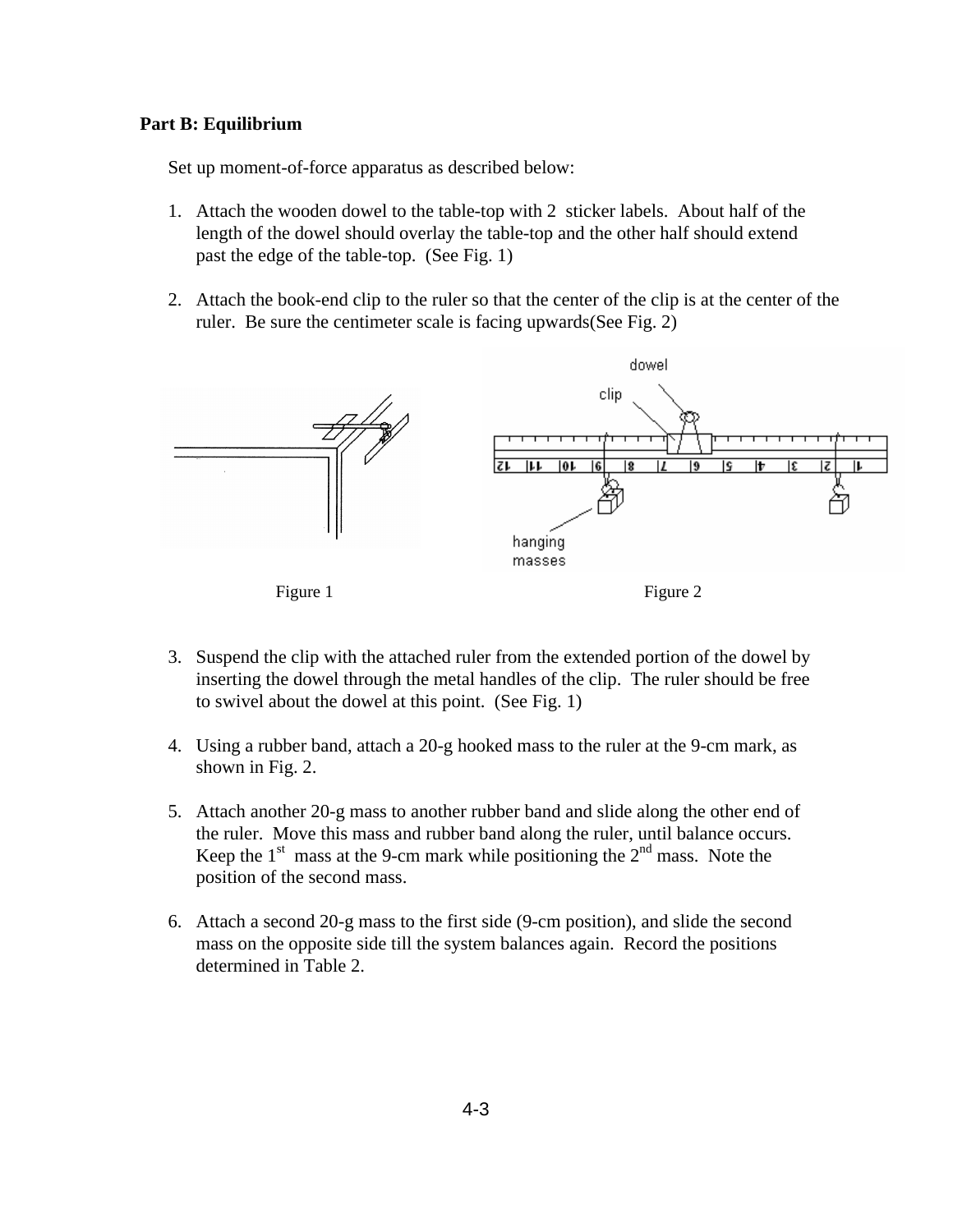**Part B: Equilibrium**

Set up moment-of-force apparatus as described below:

1. Attach the wooden dowel to the table-top with 2 sticker labels. About half of the length of the dowel should overlay the table-top and the other half should extend past the edge of the table-top. (See Fig. 1)

2. Attach the book-end clip to the ruler so that the center of the clip is at the center of the ruler. Be sure the centimeter scale is facing upwards(See Fig. 2)

Figure 1

Figure 2

3. Suspend the clip with the attached ruler from the extended portion of the dowel by inserting the dowel through the metal handles of the clip. The ruler should be free to swivel about the dowel at this point. (See Fig. 1)

4. Using a rubber band, attach a 20-g hooked mass to the ruler at the 9-cm mark, as shown in Fig. 2.

5. Attach another 20-g mass to another rubber band and slide along the other end of the ruler. Move this mass and rubber band along the ruler, until balance occurs. Keep the 1st mass at the 9-cm mark while positioning the 2nd mass. Note the position of the second mass.

6. Attach a second 20-g mass to the first side (9-cm position), and slide the second mass on the opposite side till the system balances again. Record the positions determined in Table 2.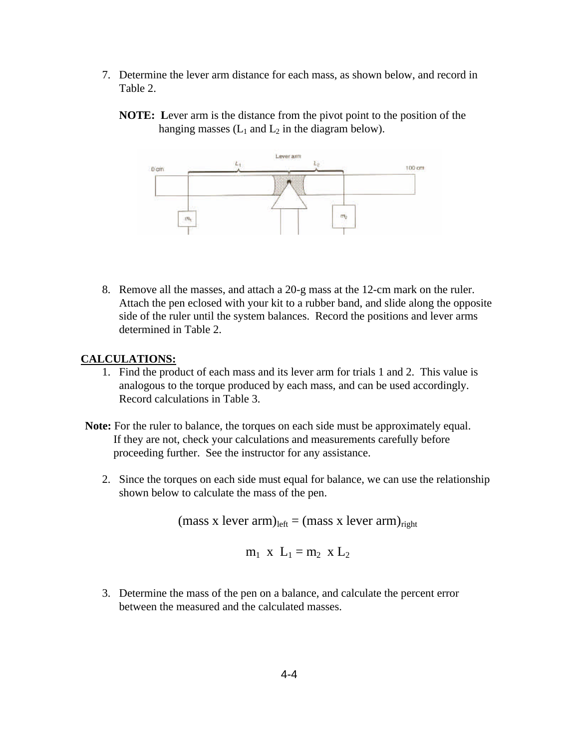7. Determine the lever arm distance for each mass, as shown below, and record in Table 2.

   **NOTE:** **L**ever arm is the distance from the pivot point to the position of the hanging masses ($L_1$ and $L_2$ in the diagram below).

8. Remove all the masses, and attach a 20-g mass at the 12-cm mark on the ruler. Attach the pen eclosed with your kit to a rubber band, and slide along the opposite side of the ruler until the system balances. Record the positions and lever arms determined in Table 2.

**CALCULATIONS:**

1. Find the product of each mass and its lever arm for trials 1 and 2. This value is analogous to the torque produced by each mass, and can be used accordingly. Record calculations in Table 3.

**Note:** For the ruler to balance, the torques on each side must be approximately equal. If they are not, check your calculations and measurements carefully before proceeding further. See the instructor for any assistance.

2. Since the torques on each side must equal for balance, we can use the relationship shown below to calculate the mass of the pen.

$$(\text{mass x lever arm})_{\text{left}} = (\text{mass x lever arm})_{\text{right}}$$

$$m_1 \times L_1 = m_2 \times L_2$$

3. Determine the mass of the pen on a balance, and calculate the percent error between the measured and the calculated masses.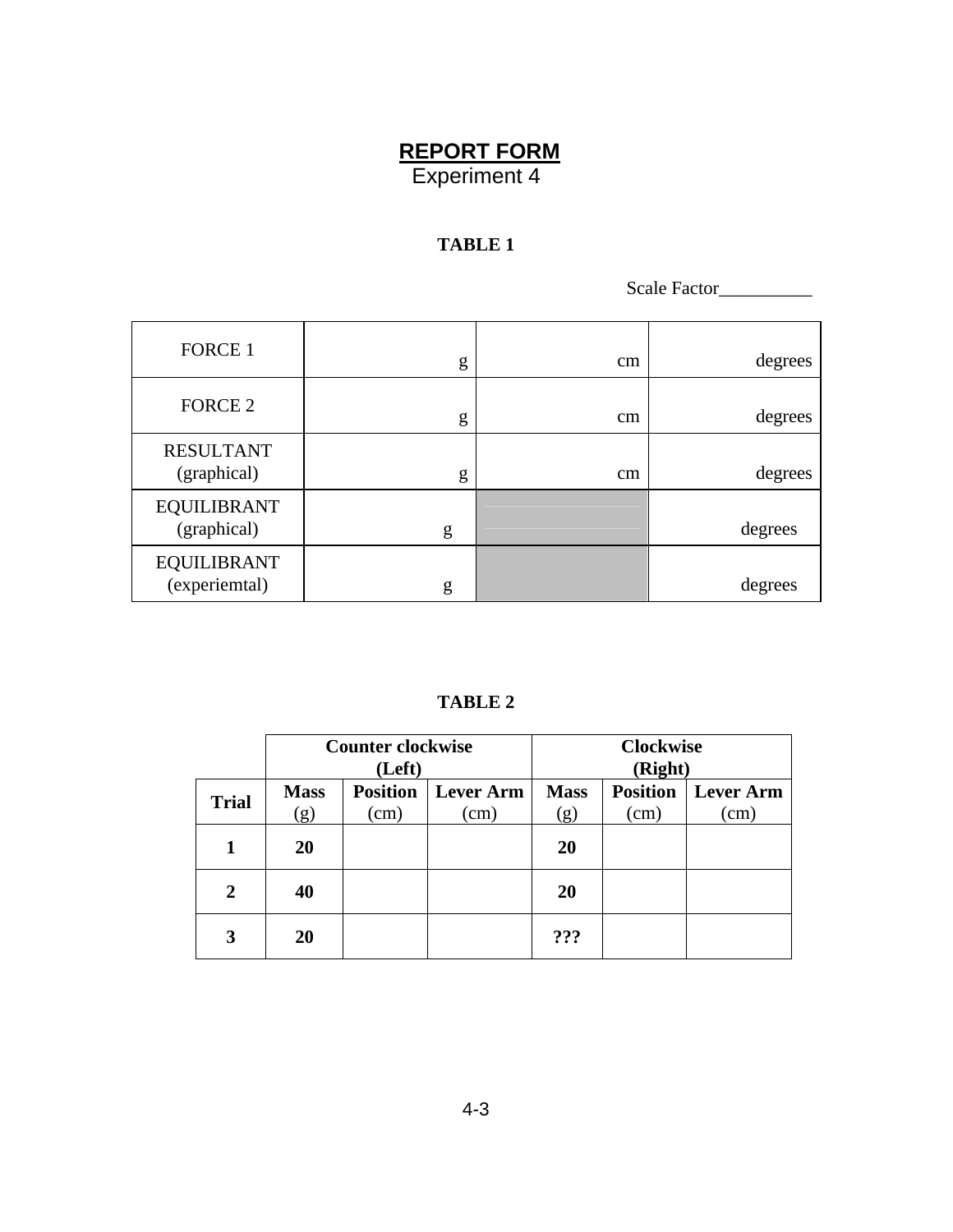# REPORT FORM

Experiment 4

### TABLE 1

Scale Factor__________

| | | | |
|---|---|---|---|
| FORCE 1 | g | cm | degrees |
| FORCE 2 | g | cm | degrees |
| RESULTANT (graphical) | g | cm | degrees |
| EQUILIBRANT (graphical) | g | | degrees |
| EQUILIBRANT (experiemtal) | g | | degrees |

### TABLE 2

| | Counter clockwise (Left) | | | Clockwise (Right) | | |
|---|---|---|---|---|---|---|
| **Trial** | **Mass** (g) | **Position** (cm) | **Lever Arm** (cm) | **Mass** (g) | **Position** (cm) | **Lever Arm** (cm) |
| **1** | **20** | | | **20** | | |
| **2** | **40** | | | **20** | | |
| **3** | **20** | | | **???** | | |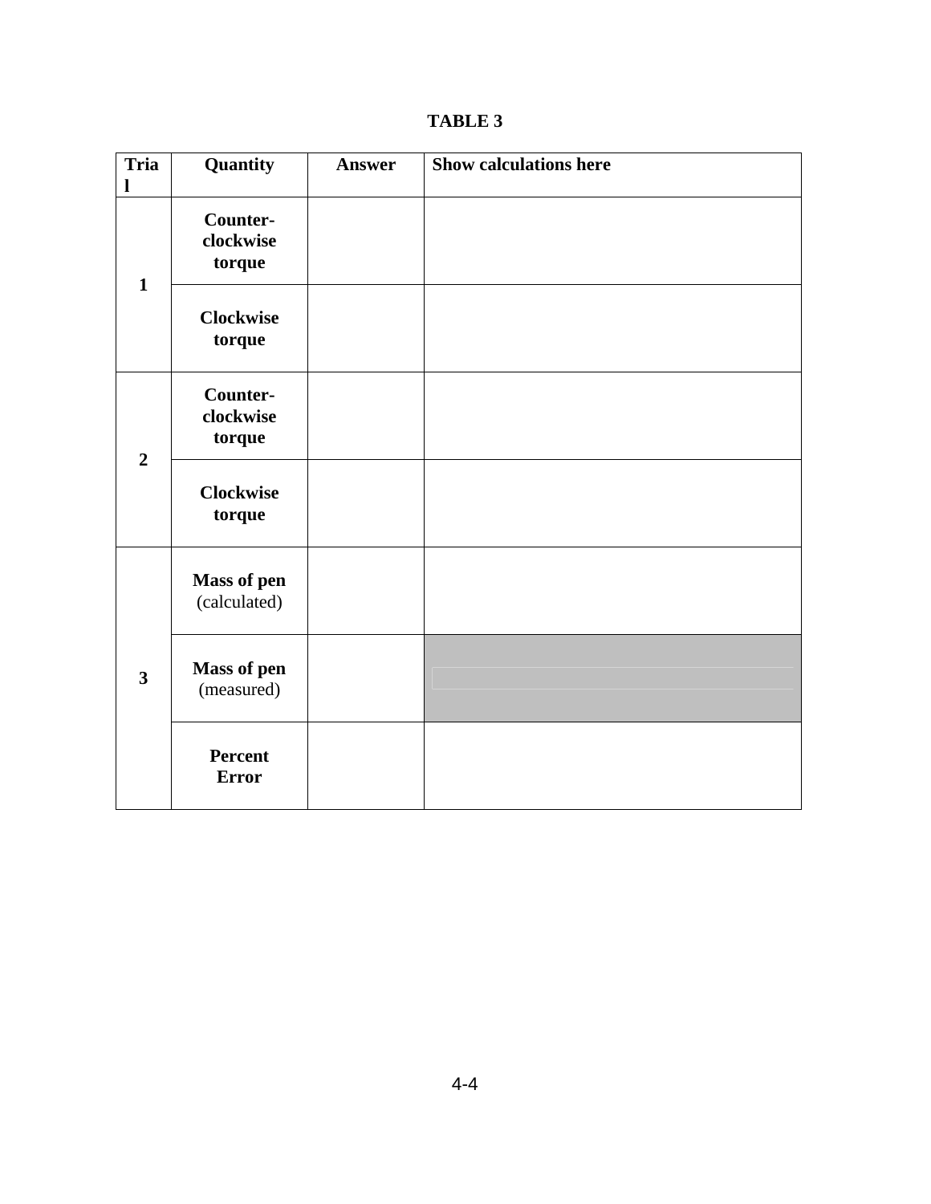**TABLE 3**

| Trial | Quantity | Answer | Show calculations here |
|---|---|---|---|
| 1 | **Counter-clockwise torque** | | |
| | **Clockwise torque** | | |
| 2 | **Counter-clockwise torque** | | |
| | **Clockwise torque** | | |
| 3 | **Mass of pen** (calculated) | | |
| | **Mass of pen** (measured) | | |
| | **Percent Error** | | |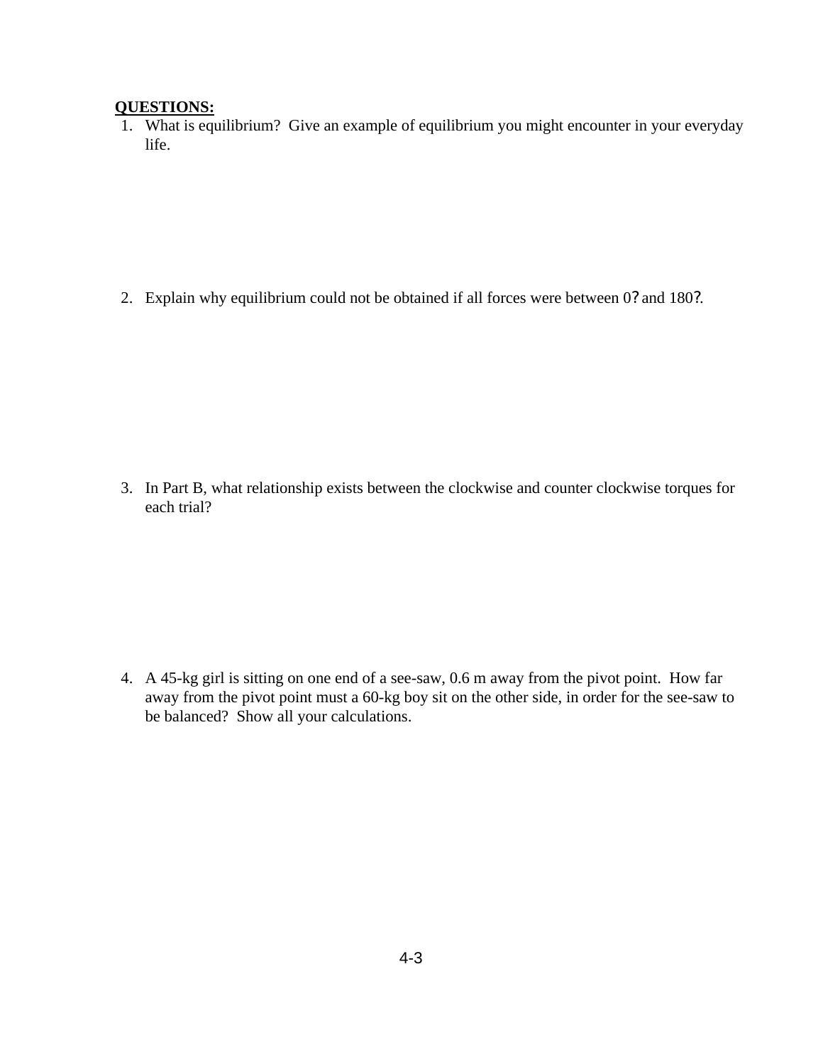**QUESTIONS:**

1. What is equilibrium? Give an example of equilibrium you might encounter in your everyday life.

2. Explain why equilibrium could not be obtained if all forces were between 0? and 180?.

3. In Part B, what relationship exists between the clockwise and counter clockwise torques for each trial?

4. A 45-kg girl is sitting on one end of a see-saw, 0.6 m away from the pivot point. How far away from the pivot point must a 60-kg boy sit on the other side, in order for the see-saw to be balanced? Show all your calculations.